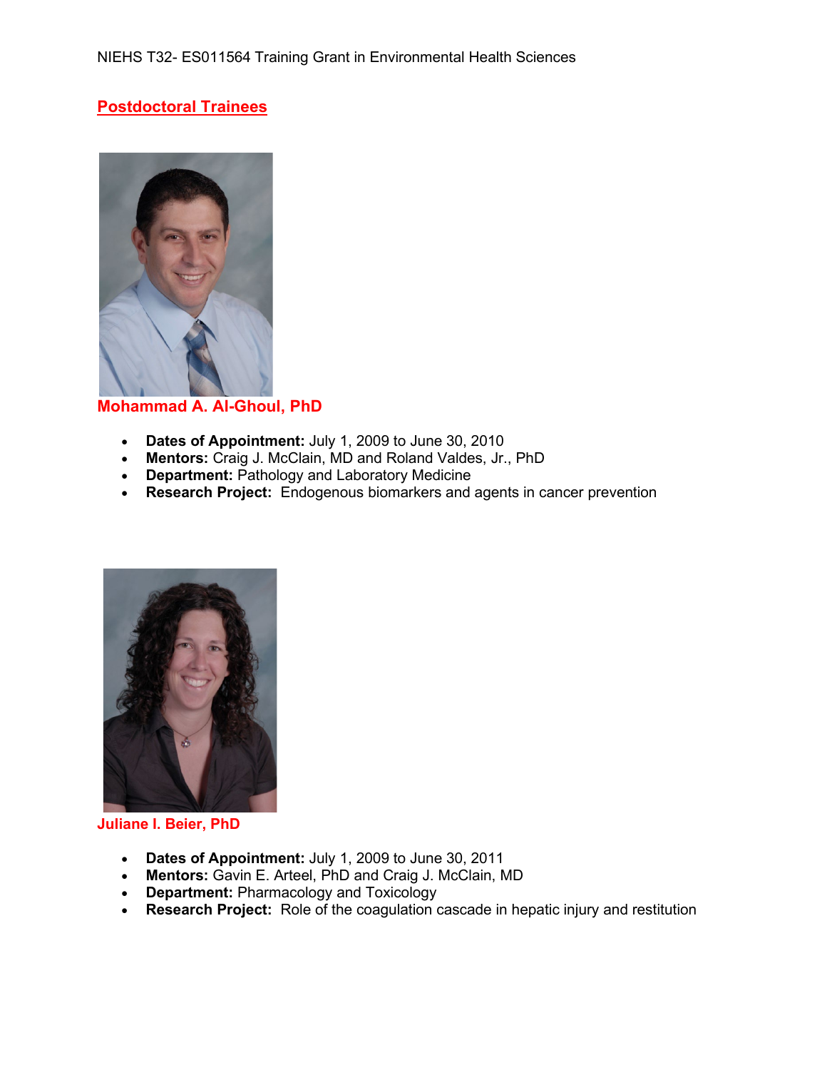NIEHS T32- ES011564 Training Grant in Environmental Health Sciences

## Postdoctoral Trainees

### Mohammad A. Al-Ghoul, PhD

- **Dates of Appointment:** July 1, 2009 to June 30, 2010
- **Mentors:** Craig J. McClain, MD and Roland Valdes, Jr., PhD
- **Department:** Pathology and Laboratory Medicine
- **Research Project:** Endogenous biomarkers and agents in cancer prevention

### Juliane I. Beier, PhD

- **Dates of Appointment:** July 1, 2009 to June 30, 2011
- **Mentors:** Gavin E. Arteel, PhD and Craig J. McClain, MD
- **Department:** Pharmacology and Toxicology
- **Research Project:** Role of the coagulation cascade in hepatic injury and restitution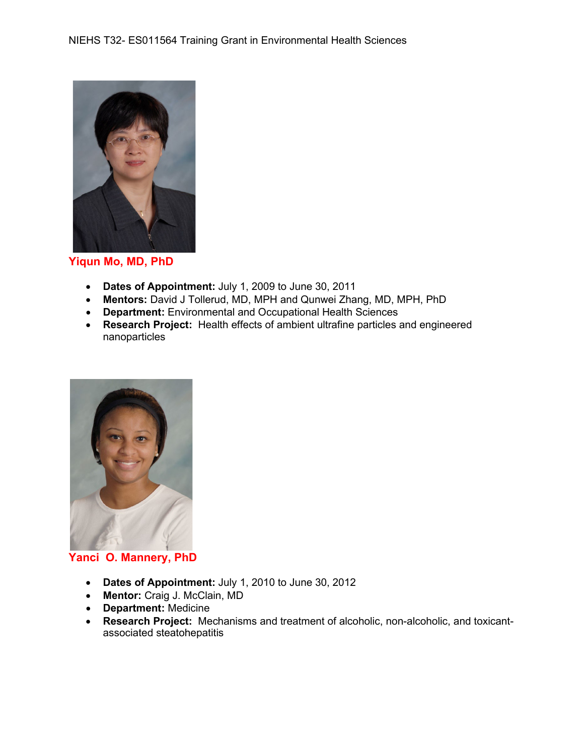**Yiqun Mo, MD, PhD**

- **Dates of Appointment:** July 1, 2009 to June 30, 2011
- **Mentors:** David J Tollerud, MD, MPH and Qunwei Zhang, MD, MPH, PhD
- **Department:** Environmental and Occupational Health Sciences
- **Research Project:** Health effects of ambient ultrafine particles and engineered nanoparticles

**Yanci O. Mannery, PhD**

- **Dates of Appointment:** July 1, 2010 to June 30, 2012
- **Mentor:** Craig J. McClain, MD
- **Department:** Medicine
- **Research Project:** Mechanisms and treatment of alcoholic, non-alcoholic, and toxicant-associated steatohepatitis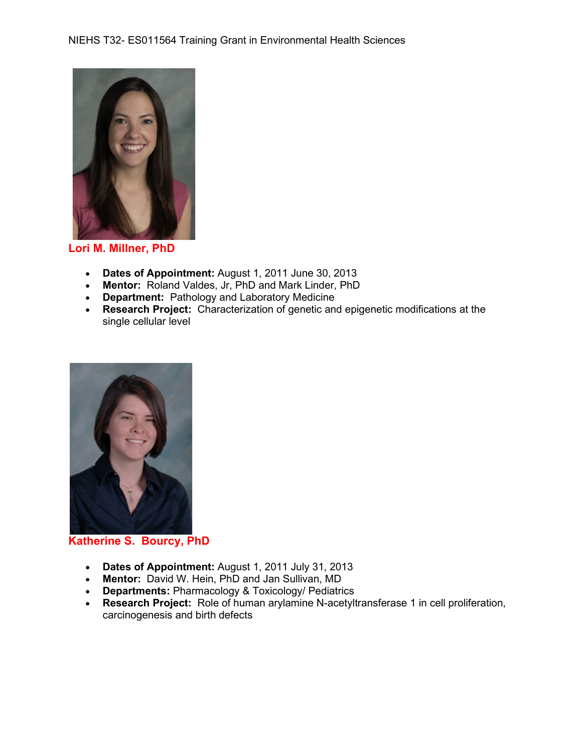## Lori M. Millner, PhD

- **Dates of Appointment:** August 1, 2011 June 30, 2013
- **Mentor:** Roland Valdes, Jr, PhD and Mark Linder, PhD
- **Department:** Pathology and Laboratory Medicine
- **Research Project:** Characterization of genetic and epigenetic modifications at the single cellular level

## Katherine S. Bourcy, PhD

- **Dates of Appointment:** August 1, 2011 July 31, 2013
- **Mentor:** David W. Hein, PhD and Jan Sullivan, MD
- **Departments:** Pharmacology & Toxicology/ Pediatrics
- **Research Project:** Role of human arylamine N-acetyltransferase 1 in cell proliferation, carcinogenesis and birth defects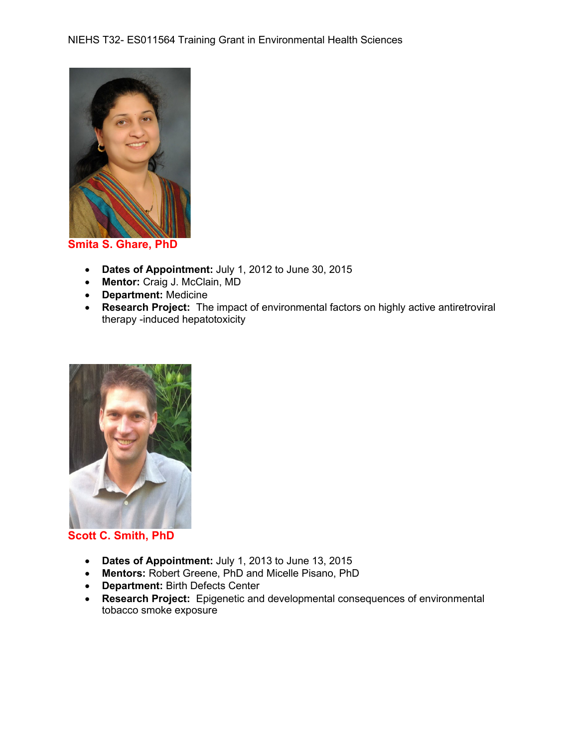### Smita S. Ghare, PhD

- **Dates of Appointment:** July 1, 2012 to June 30, 2015
- **Mentor:** Craig J. McClain, MD
- **Department:** Medicine
- **Research Project:** The impact of environmental factors on highly active antiretroviral therapy -induced hepatotoxicity

### Scott C. Smith, PhD

- **Dates of Appointment:** July 1, 2013 to June 13, 2015
- **Mentors:** Robert Greene, PhD and Micelle Pisano, PhD
- **Department:** Birth Defects Center
- **Research Project:** Epigenetic and developmental consequences of environmental tobacco smoke exposure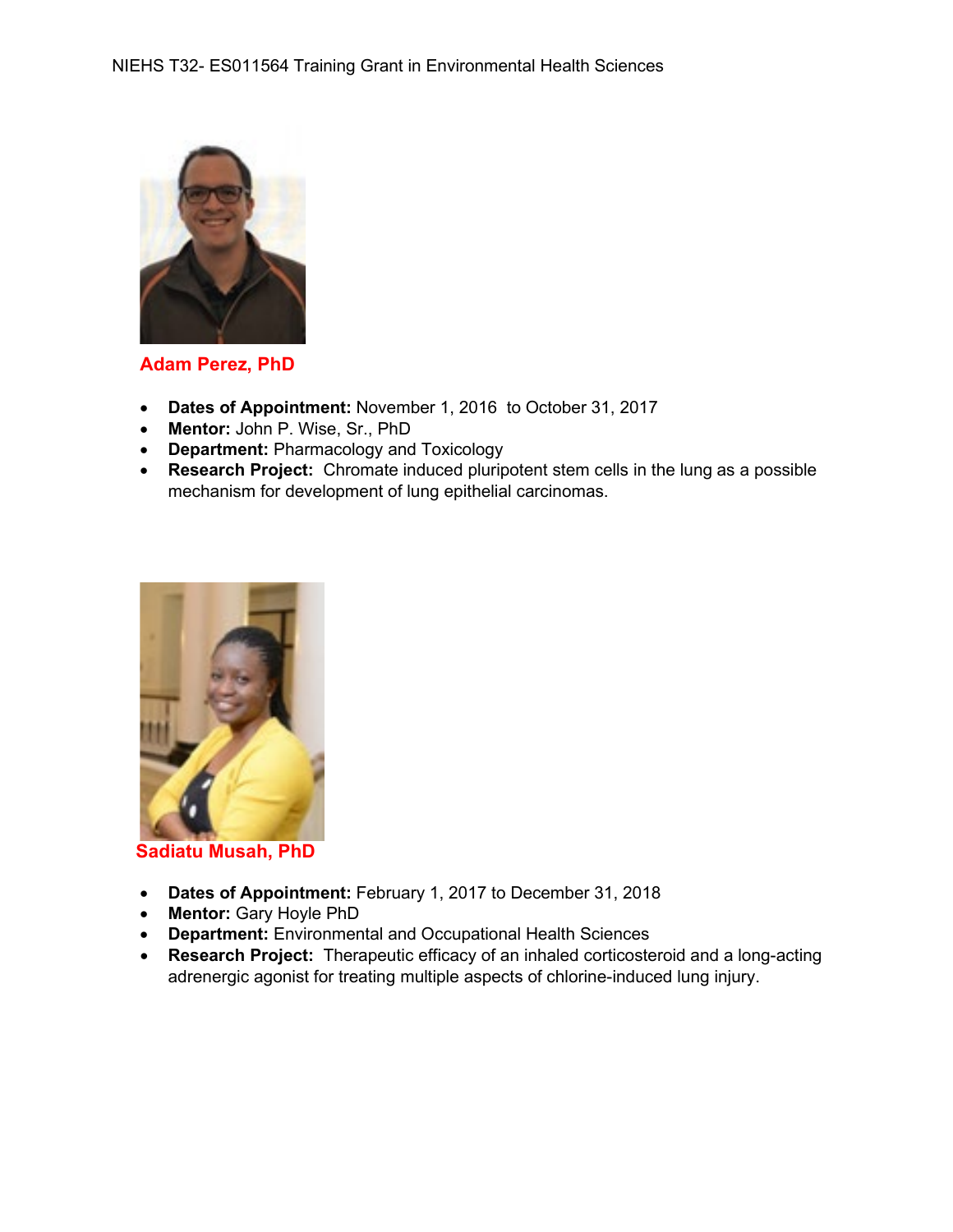NIEHS T32- ES011564 Training Grant in Environmental Health Sciences

**Adam Perez, PhD**

- **Dates of Appointment:** November 1, 2016 to October 31, 2017
- **Mentor:** John P. Wise, Sr., PhD
- **Department:** Pharmacology and Toxicology
- **Research Project:** Chromate induced pluripotent stem cells in the lung as a possible mechanism for development of lung epithelial carcinomas.

**Sadiatu Musah, PhD**

- **Dates of Appointment:** February 1, 2017 to December 31, 2018
- **Mentor:** Gary Hoyle PhD
- **Department:** Environmental and Occupational Health Sciences
- **Research Project:** Therapeutic efficacy of an inhaled corticosteroid and a long-acting adrenergic agonist for treating multiple aspects of chlorine-induced lung injury.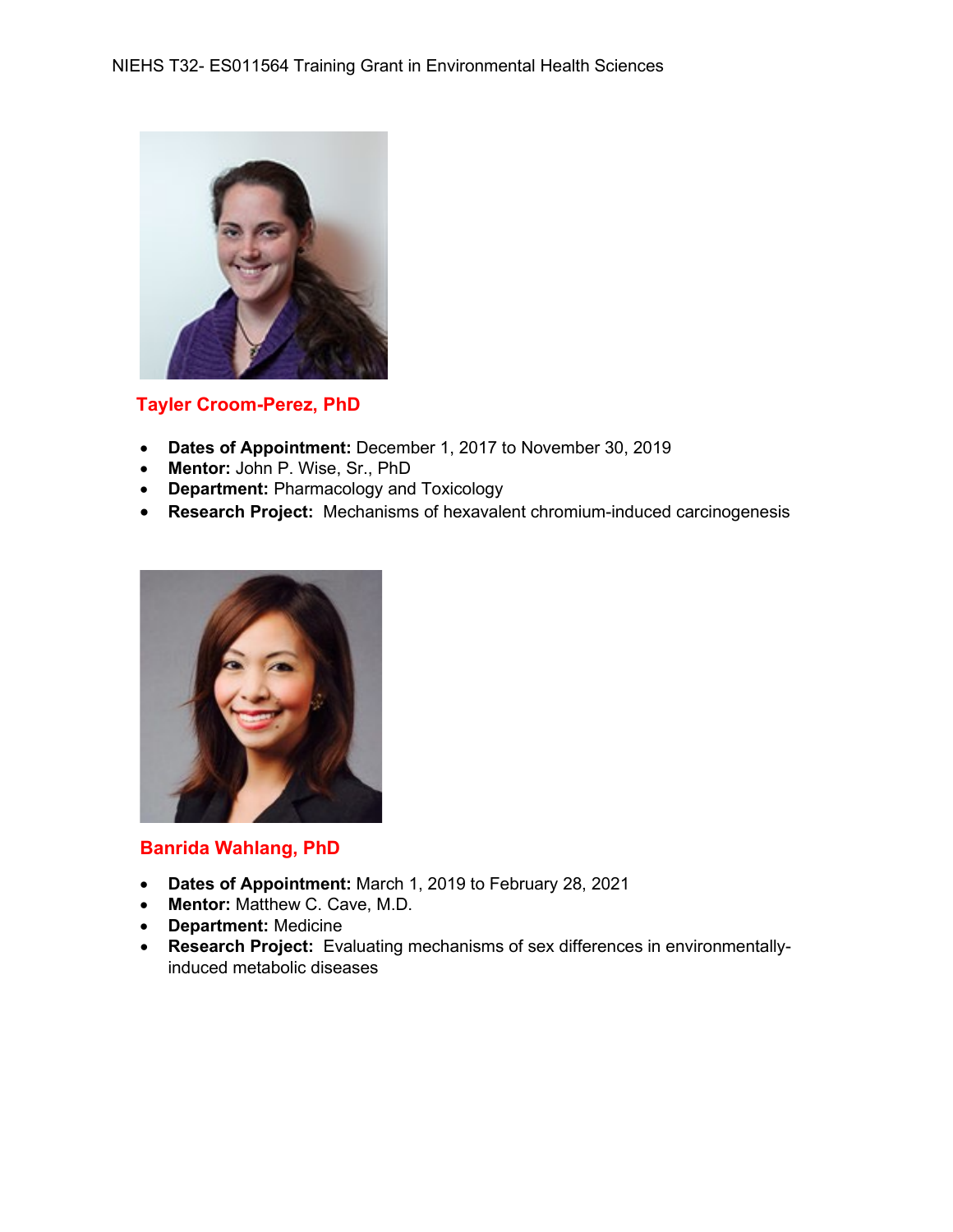NIEHS T32- ES011564 Training Grant in Environmental Health Sciences

## Tayler Croom-Perez, PhD

- **Dates of Appointment:** December 1, 2017 to November 30, 2019
- **Mentor:** John P. Wise, Sr., PhD
- **Department:** Pharmacology and Toxicology
- **Research Project:** Mechanisms of hexavalent chromium-induced carcinogenesis

## Banrida Wahlang, PhD

- **Dates of Appointment:** March 1, 2019 to February 28, 2021
- **Mentor:** Matthew C. Cave, M.D.
- **Department:** Medicine
- **Research Project:** Evaluating mechanisms of sex differences in environmentally-induced metabolic diseases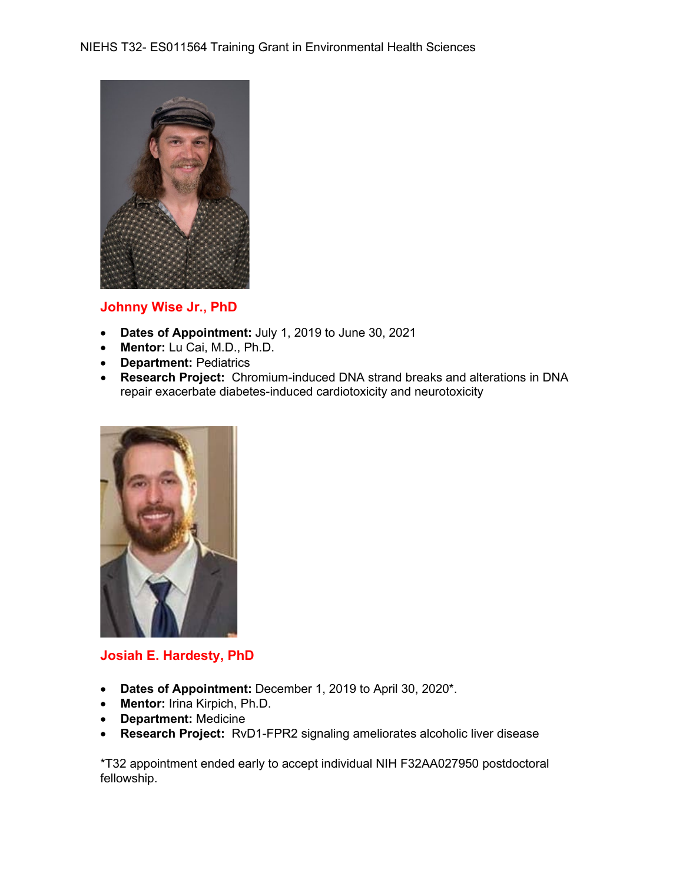**Johnny Wise Jr., PhD**

- **Dates of Appointment:** July 1, 2019 to June 30, 2021
- **Mentor:** Lu Cai, M.D., Ph.D.
- **Department:** Pediatrics
- **Research Project:** Chromium-induced DNA strand breaks and alterations in DNA repair exacerbate diabetes-induced cardiotoxicity and neurotoxicity

**Josiah E. Hardesty, PhD**

- **Dates of Appointment:** December 1, 2019 to April 30, 2020*.
- **Mentor:** Irina Kirpich, Ph.D.
- **Department:** Medicine
- **Research Project:** RvD1-FPR2 signaling ameliorates alcoholic liver disease

*T32 appointment ended early to accept individual NIH F32AA027950 postdoctoral fellowship.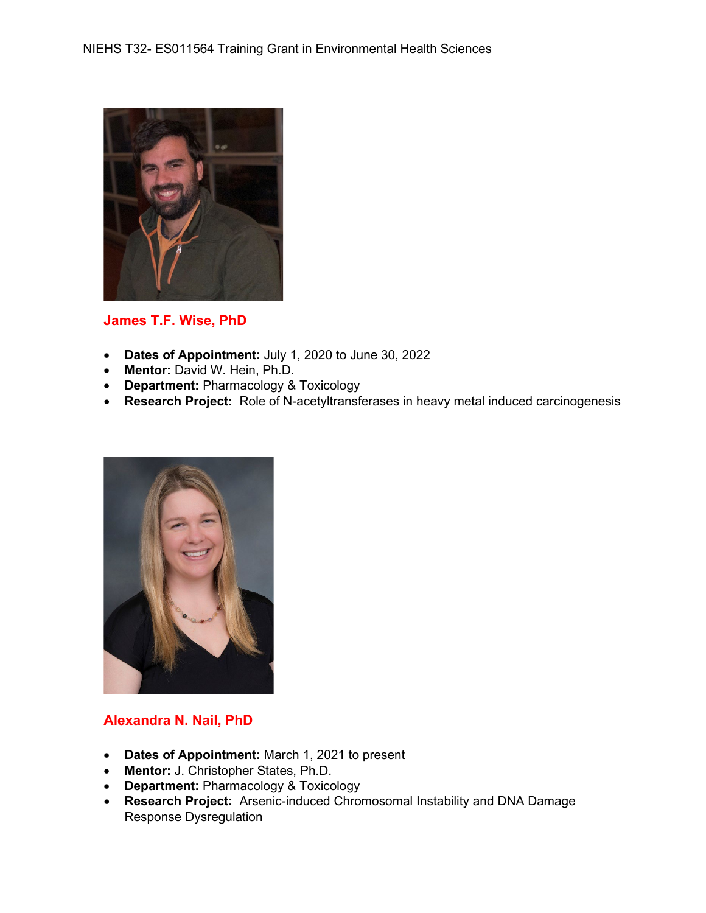### James T.F. Wise, PhD

- **Dates of Appointment:** July 1, 2020 to June 30, 2022
- **Mentor:** David W. Hein, Ph.D.
- **Department:** Pharmacology & Toxicology
- **Research Project:** Role of N-acetyltransferases in heavy metal induced carcinogenesis

### Alexandra N. Nail, PhD

- **Dates of Appointment:** March 1, 2021 to present
- **Mentor:** J. Christopher States, Ph.D.
- **Department:** Pharmacology & Toxicology
- **Research Project:** Arsenic-induced Chromosomal Instability and DNA Damage Response Dysregulation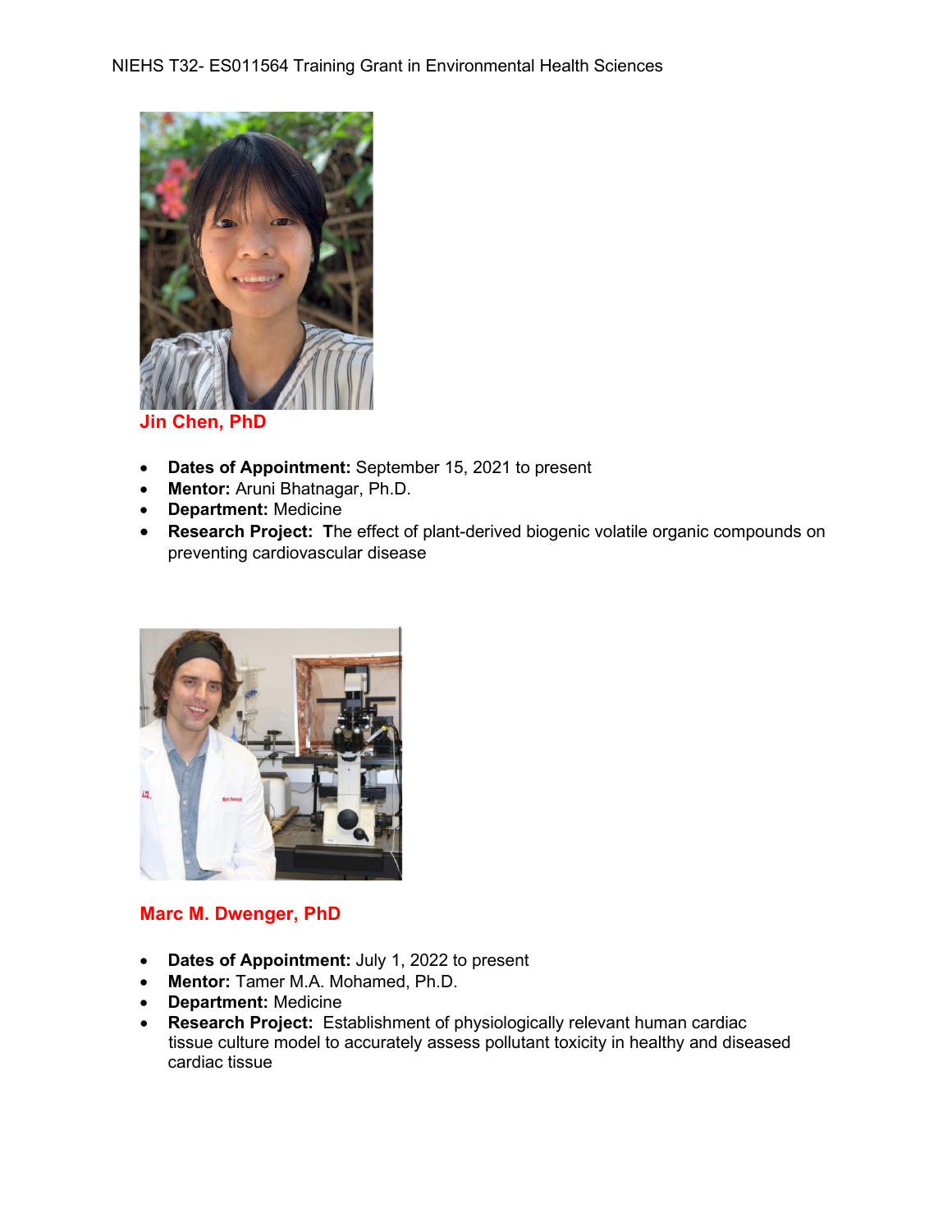**Jin Chen, PhD**

- **Dates of Appointment:** September 15, 2021 to present
- **Mentor:** Aruni Bhatnagar, Ph.D.
- **Department:** Medicine
- **Research Project:** The effect of plant-derived biogenic volatile organic compounds on preventing cardiovascular disease

**Marc M. Dwenger, PhD**

- **Dates of Appointment:** July 1, 2022 to present
- **Mentor:** Tamer M.A. Mohamed, Ph.D.
- **Department:** Medicine
- **Research Project:** Establishment of physiologically relevant human cardiac tissue culture model to accurately assess pollutant toxicity in healthy and diseased cardiac tissue